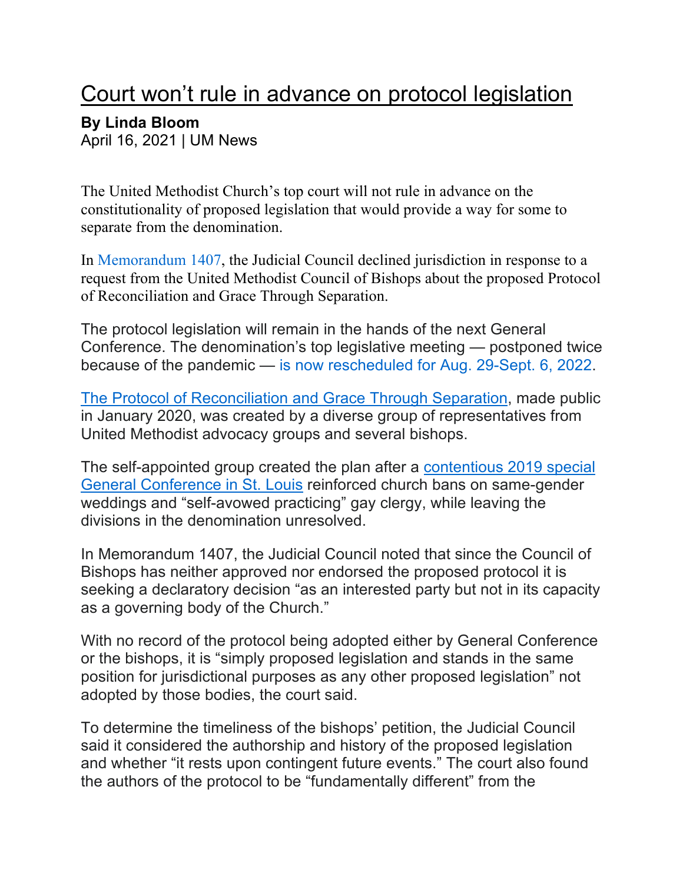# Court won't rule in advance on protocol legislation

**By Linda Bloom**
April 16, 2021 | UM News

The United Methodist Church's top court will not rule in advance on the constitutionality of proposed legislation that would provide a way for some to separate from the denomination.

In Memorandum 1407, the Judicial Council declined jurisdiction in response to a request from the United Methodist Council of Bishops about the proposed Protocol of Reconciliation and Grace Through Separation.

The protocol legislation will remain in the hands of the next General Conference. The denomination's top legislative meeting — postponed twice because of the pandemic — is now rescheduled for Aug. 29-Sept. 6, 2022.

The Protocol of Reconciliation and Grace Through Separation, made public in January 2020, was created by a diverse group of representatives from United Methodist advocacy groups and several bishops.

The self-appointed group created the plan after a contentious 2019 special General Conference in St. Louis reinforced church bans on same-gender weddings and "self-avowed practicing" gay clergy, while leaving the divisions in the denomination unresolved.

In Memorandum 1407, the Judicial Council noted that since the Council of Bishops has neither approved nor endorsed the proposed protocol it is seeking a declaratory decision "as an interested party but not in its capacity as a governing body of the Church."

With no record of the protocol being adopted either by General Conference or the bishops, it is "simply proposed legislation and stands in the same position for jurisdictional purposes as any other proposed legislation" not adopted by those bodies, the court said.

To determine the timeliness of the bishops' petition, the Judicial Council said it considered the authorship and history of the proposed legislation and whether "it rests upon contingent future events." The court also found the authors of the protocol to be "fundamentally different" from the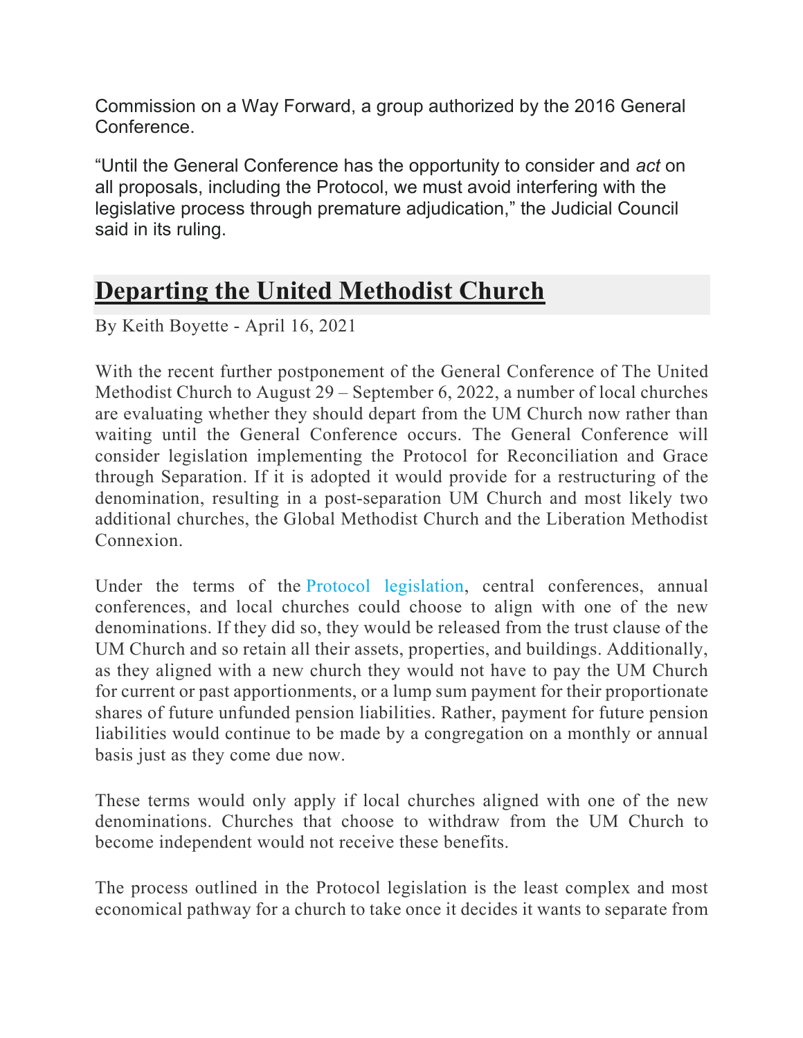Commission on a Way Forward, a group authorized by the 2016 General Conference.

"Until the General Conference has the opportunity to consider and *act* on all proposals, including the Protocol, we must avoid interfering with the legislative process through premature adjudication," the Judicial Council said in its ruling.

## Departing the United Methodist Church

By Keith Boyette - April 16, 2021

With the recent further postponement of the General Conference of The United Methodist Church to August 29 – September 6, 2022, a number of local churches are evaluating whether they should depart from the UM Church now rather than waiting until the General Conference occurs. The General Conference will consider legislation implementing the Protocol for Reconciliation and Grace through Separation. If it is adopted it would provide for a restructuring of the denomination, resulting in a post-separation UM Church and most likely two additional churches, the Global Methodist Church and the Liberation Methodist Connexion.

Under the terms of the Protocol legislation, central conferences, annual conferences, and local churches could choose to align with one of the new denominations. If they did so, they would be released from the trust clause of the UM Church and so retain all their assets, properties, and buildings. Additionally, as they aligned with a new church they would not have to pay the UM Church for current or past apportionments, or a lump sum payment for their proportionate shares of future unfunded pension liabilities. Rather, payment for future pension liabilities would continue to be made by a congregation on a monthly or annual basis just as they come due now.

These terms would only apply if local churches aligned with one of the new denominations. Churches that choose to withdraw from the UM Church to become independent would not receive these benefits.

The process outlined in the Protocol legislation is the least complex and most economical pathway for a church to take once it decides it wants to separate from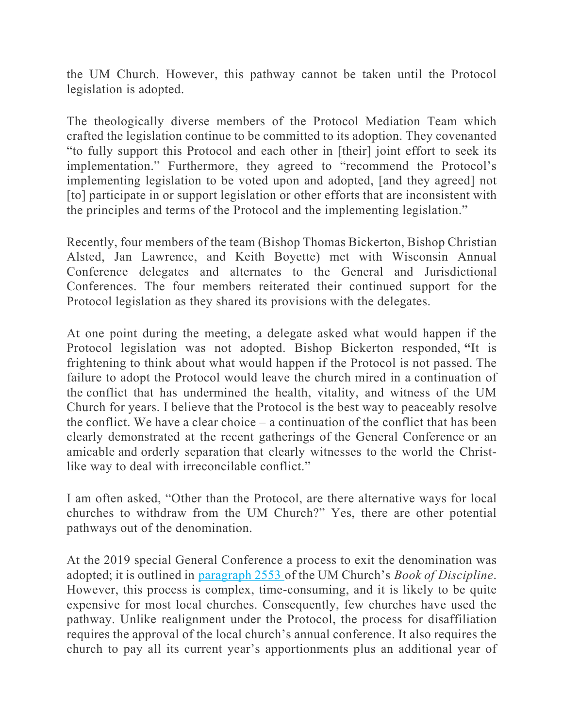the UM Church. However, this pathway cannot be taken until the Protocol legislation is adopted.

The theologically diverse members of the Protocol Mediation Team which crafted the legislation continue to be committed to its adoption. They covenanted "to fully support this Protocol and each other in [their] joint effort to seek its implementation." Furthermore, they agreed to "recommend the Protocol's implementing legislation to be voted upon and adopted, [and they agreed] not [to] participate in or support legislation or other efforts that are inconsistent with the principles and terms of the Protocol and the implementing legislation."

Recently, four members of the team (Bishop Thomas Bickerton, Bishop Christian Alsted, Jan Lawrence, and Keith Boyette) met with Wisconsin Annual Conference delegates and alternates to the General and Jurisdictional Conferences. The four members reiterated their continued support for the Protocol legislation as they shared its provisions with the delegates.

At one point during the meeting, a delegate asked what would happen if the Protocol legislation was not adopted. Bishop Bickerton responded, "It is frightening to think about what would happen if the Protocol is not passed. The failure to adopt the Protocol would leave the church mired in a continuation of the conflict that has undermined the health, vitality, and witness of the UM Church for years. I believe that the Protocol is the best way to peaceably resolve the conflict. We have a clear choice – a continuation of the conflict that has been clearly demonstrated at the recent gatherings of the General Conference or an amicable and orderly separation that clearly witnesses to the world the Christ-like way to deal with irreconcilable conflict."

I am often asked, "Other than the Protocol, are there alternative ways for local churches to withdraw from the UM Church?" Yes, there are other potential pathways out of the denomination.

At the 2019 special General Conference a process to exit the denomination was adopted; it is outlined in paragraph 2553 of the UM Church's *Book of Discipline*. However, this process is complex, time-consuming, and it is likely to be quite expensive for most local churches. Consequently, few churches have used the pathway. Unlike realignment under the Protocol, the process for disaffiliation requires the approval of the local church's annual conference. It also requires the church to pay all its current year's apportionments plus an additional year of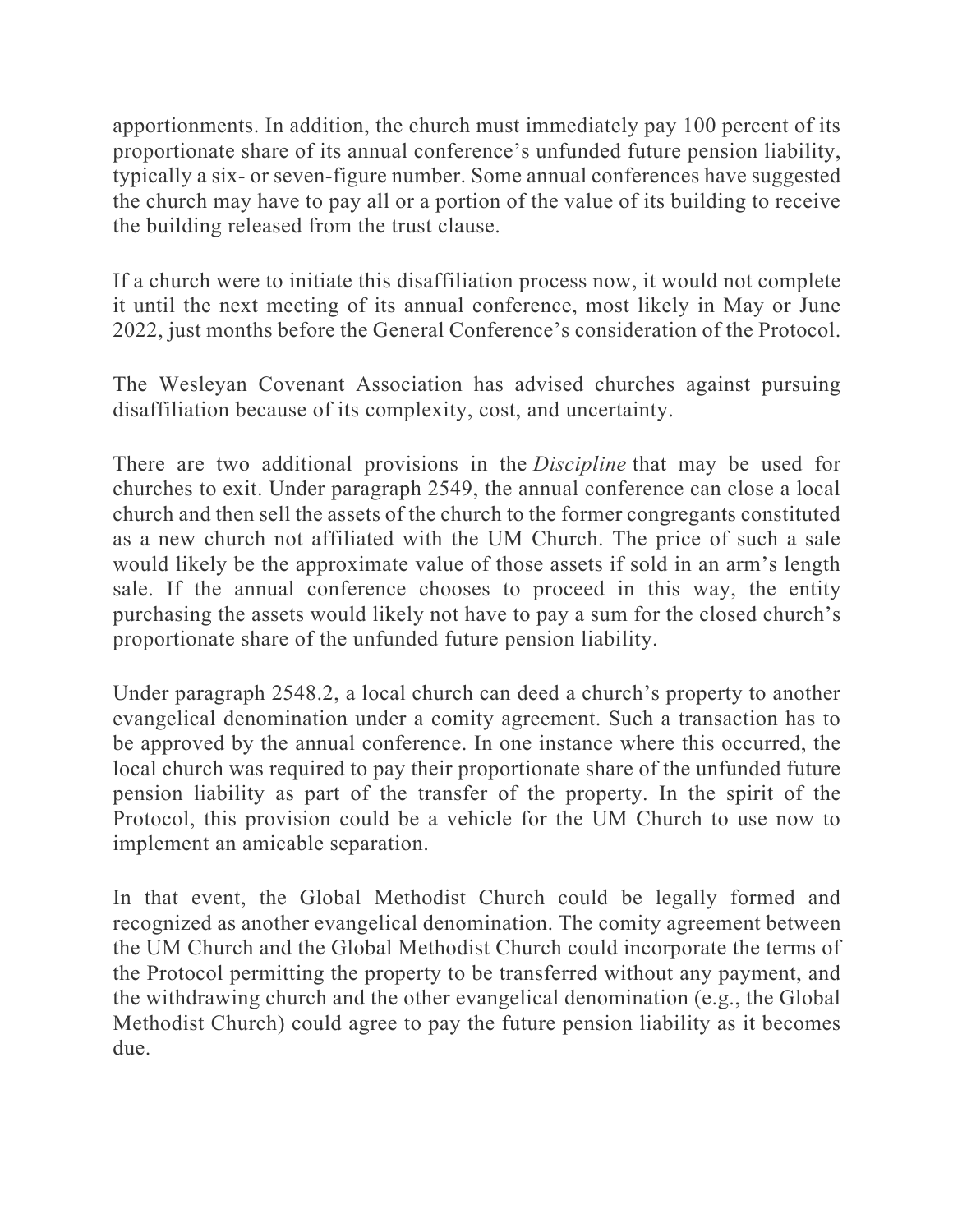apportionments. In addition, the church must immediately pay 100 percent of its proportionate share of its annual conference's unfunded future pension liability, typically a six- or seven-figure number. Some annual conferences have suggested the church may have to pay all or a portion of the value of its building to receive the building released from the trust clause.

If a church were to initiate this disaffiliation process now, it would not complete it until the next meeting of its annual conference, most likely in May or June 2022, just months before the General Conference's consideration of the Protocol.

The Wesleyan Covenant Association has advised churches against pursuing disaffiliation because of its complexity, cost, and uncertainty.

There are two additional provisions in the *Discipline* that may be used for churches to exit. Under paragraph 2549, the annual conference can close a local church and then sell the assets of the church to the former congregants constituted as a new church not affiliated with the UM Church. The price of such a sale would likely be the approximate value of those assets if sold in an arm's length sale. If the annual conference chooses to proceed in this way, the entity purchasing the assets would likely not have to pay a sum for the closed church's proportionate share of the unfunded future pension liability.

Under paragraph 2548.2, a local church can deed a church's property to another evangelical denomination under a comity agreement. Such a transaction has to be approved by the annual conference. In one instance where this occurred, the local church was required to pay their proportionate share of the unfunded future pension liability as part of the transfer of the property. In the spirit of the Protocol, this provision could be a vehicle for the UM Church to use now to implement an amicable separation.

In that event, the Global Methodist Church could be legally formed and recognized as another evangelical denomination. The comity agreement between the UM Church and the Global Methodist Church could incorporate the terms of the Protocol permitting the property to be transferred without any payment, and the withdrawing church and the other evangelical denomination (e.g., the Global Methodist Church) could agree to pay the future pension liability as it becomes due.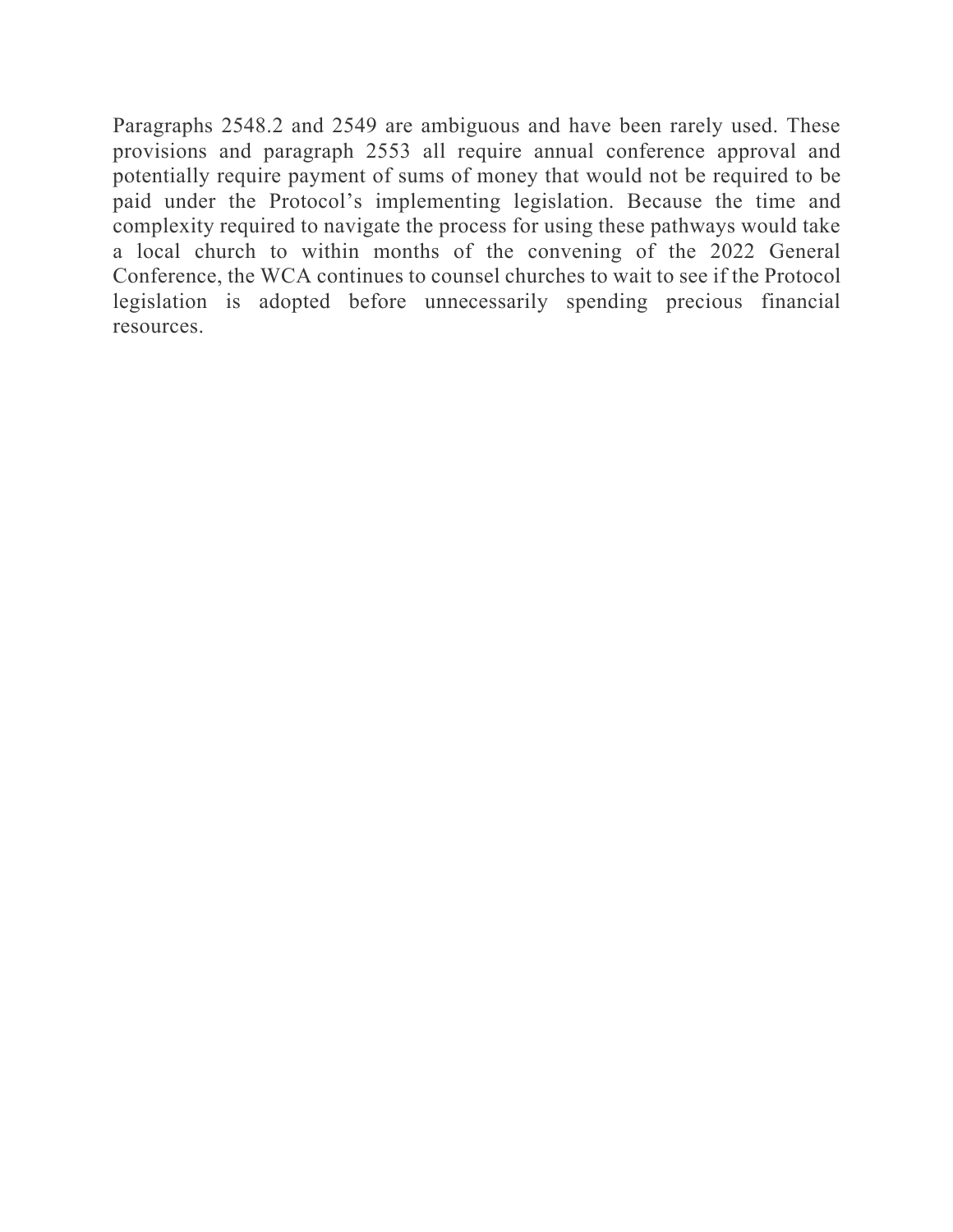Paragraphs 2548.2 and 2549 are ambiguous and have been rarely used. These provisions and paragraph 2553 all require annual conference approval and potentially require payment of sums of money that would not be required to be paid under the Protocol's implementing legislation. Because the time and complexity required to navigate the process for using these pathways would take a local church to within months of the convening of the 2022 General Conference, the WCA continues to counsel churches to wait to see if the Protocol legislation is adopted before unnecessarily spending precious financial resources.